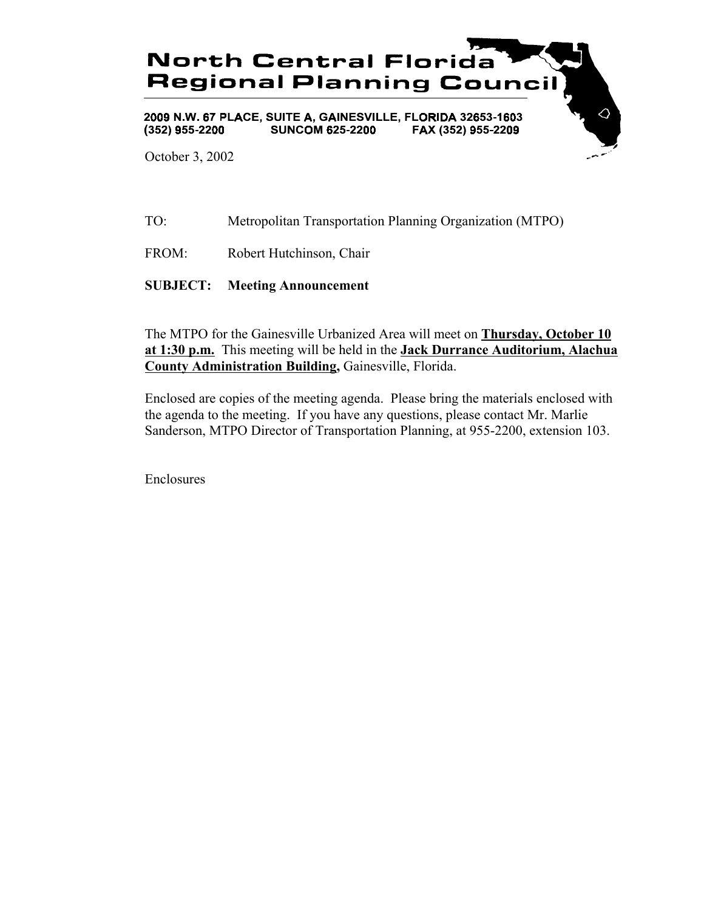# North Central Florida Regional Planning Council

2009 N.W. 67 PLACE, SUITE A, GAINESVILLE, FLORIDA 32653-1603
(352) 955-2200 SUNCOM 625-2200 FAX (352) 955-2209

October 3, 2002

TO: Metropolitan Transportation Planning Organization (MTPO)

FROM: Robert Hutchinson, Chair

**SUBJECT: Meeting Announcement**

The MTPO for the Gainesville Urbanized Area will meet on **Thursday, October 10 at 1:30 p.m.** This meeting will be held in the **Jack Durrance Auditorium, Alachua County Administration Building,** Gainesville, Florida.

Enclosed are copies of the meeting agenda. Please bring the materials enclosed with the agenda to the meeting. If you have any questions, please contact Mr. Marlie Sanderson, MTPO Director of Transportation Planning, at 955-2200, extension 103.

Enclosures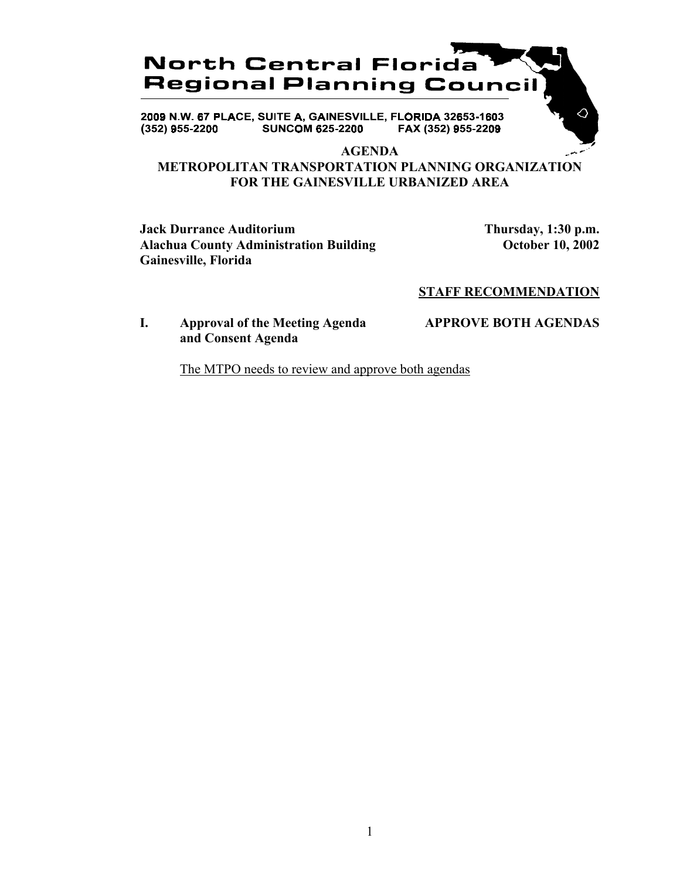# North Central Florida Regional Planning Council

2009 N.W. 67 PLACE, SUITE A, GAINESVILLE, FLORIDA 32653-1603
(352) 955-2200 SUNCOM 625-2200 FAX (352) 955-2209

## AGENDA
## METROPOLITAN TRANSPORTATION PLANNING ORGANIZATION FOR THE GAINESVILLE URBANIZED AREA

**Jack Durrance Auditorium**
**Alachua County Administration Building**
**Gainesville, Florida**

**Thursday, 1:30 p.m.**
**October 10, 2002**

**STAFF RECOMMENDATION**

**I. Approval of the Meeting Agenda and Consent Agenda** — **APPROVE BOTH AGENDAS**

The MTPO needs to review and approve both agendas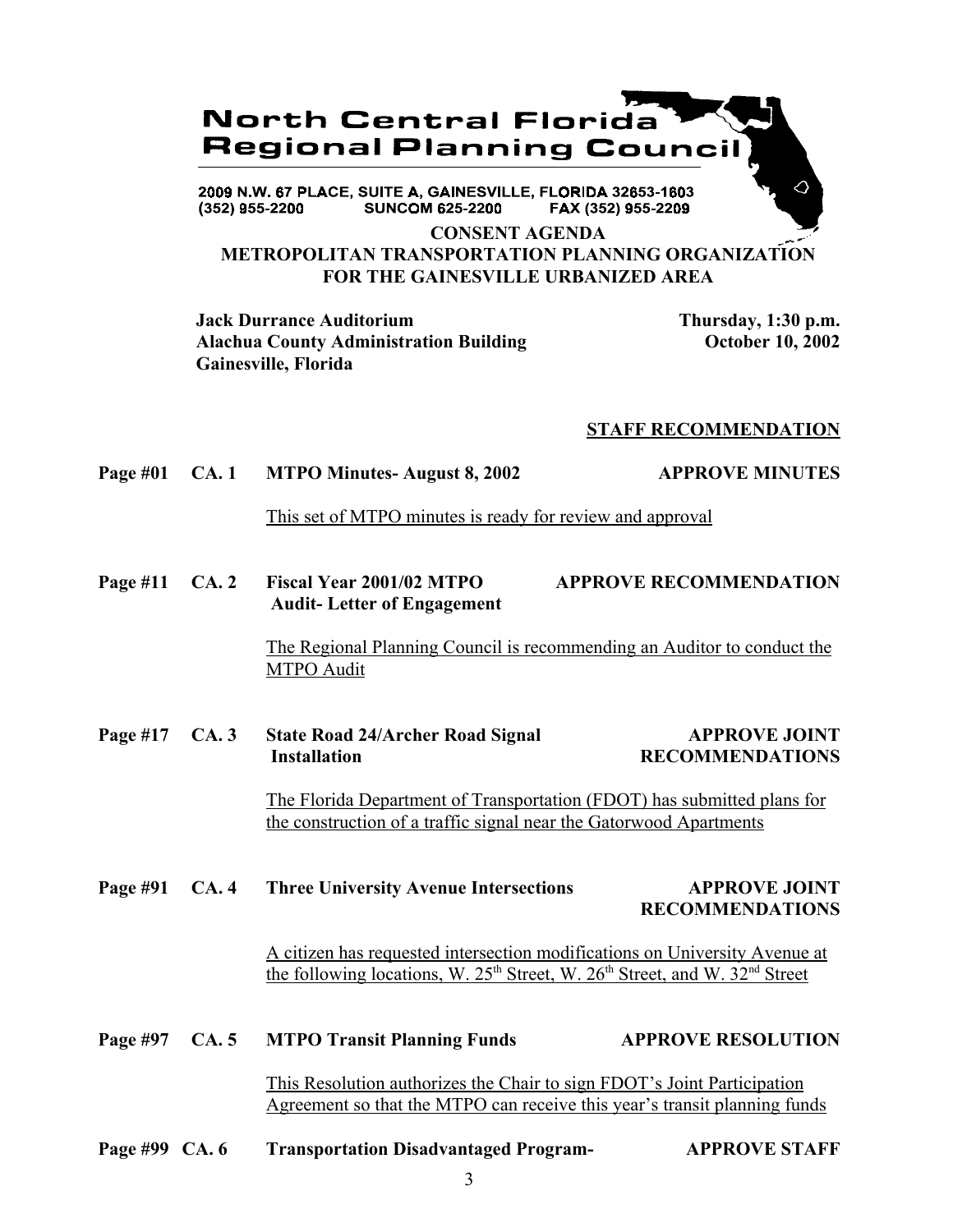# North Central Florida Regional Planning Council

2009 N.W. 67 PLACE, SUITE A, GAINESVILLE, FLORIDA 32653-1603
(352) 955-2200 SUNCOM 625-2200 FAX (352) 955-2209

## CONSENT AGENDA
## METROPOLITAN TRANSPORTATION PLANNING ORGANIZATION FOR THE GAINESVILLE URBANIZED AREA

**Jack Durrance Auditorium**
**Alachua County Administration Building**
**Gainesville, Florida**

**Thursday, 1:30 p.m.**
**October 10, 2002**

**STAFF RECOMMENDATION**

**Page #01 CA. 1 MTPO Minutes- August 8, 2002** — **APPROVE MINUTES**

This set of MTPO minutes is ready for review and approval

**Page #11 CA. 2 Fiscal Year 2001/02 MTPO Audit- Letter of Engagement** — **APPROVE RECOMMENDATION**

The Regional Planning Council is recommending an Auditor to conduct the MTPO Audit

**Page #17 CA. 3 State Road 24/Archer Road Signal Installation** — **APPROVE JOINT RECOMMENDATIONS**

The Florida Department of Transportation (FDOT) has submitted plans for the construction of a traffic signal near the Gatorwood Apartments

**Page #91 CA. 4 Three University Avenue Intersections** — **APPROVE JOINT RECOMMENDATIONS**

A citizen has requested intersection modifications on University Avenue at the following locations, W. 25th Street, W. 26th Street, and W. 32nd Street

**Page #97 CA. 5 MTPO Transit Planning Funds** — **APPROVE RESOLUTION**

This Resolution authorizes the Chair to sign FDOT's Joint Participation Agreement so that the MTPO can receive this year's transit planning funds

**Page #99 CA. 6 Transportation Disadvantaged Program-** — **APPROVE STAFF**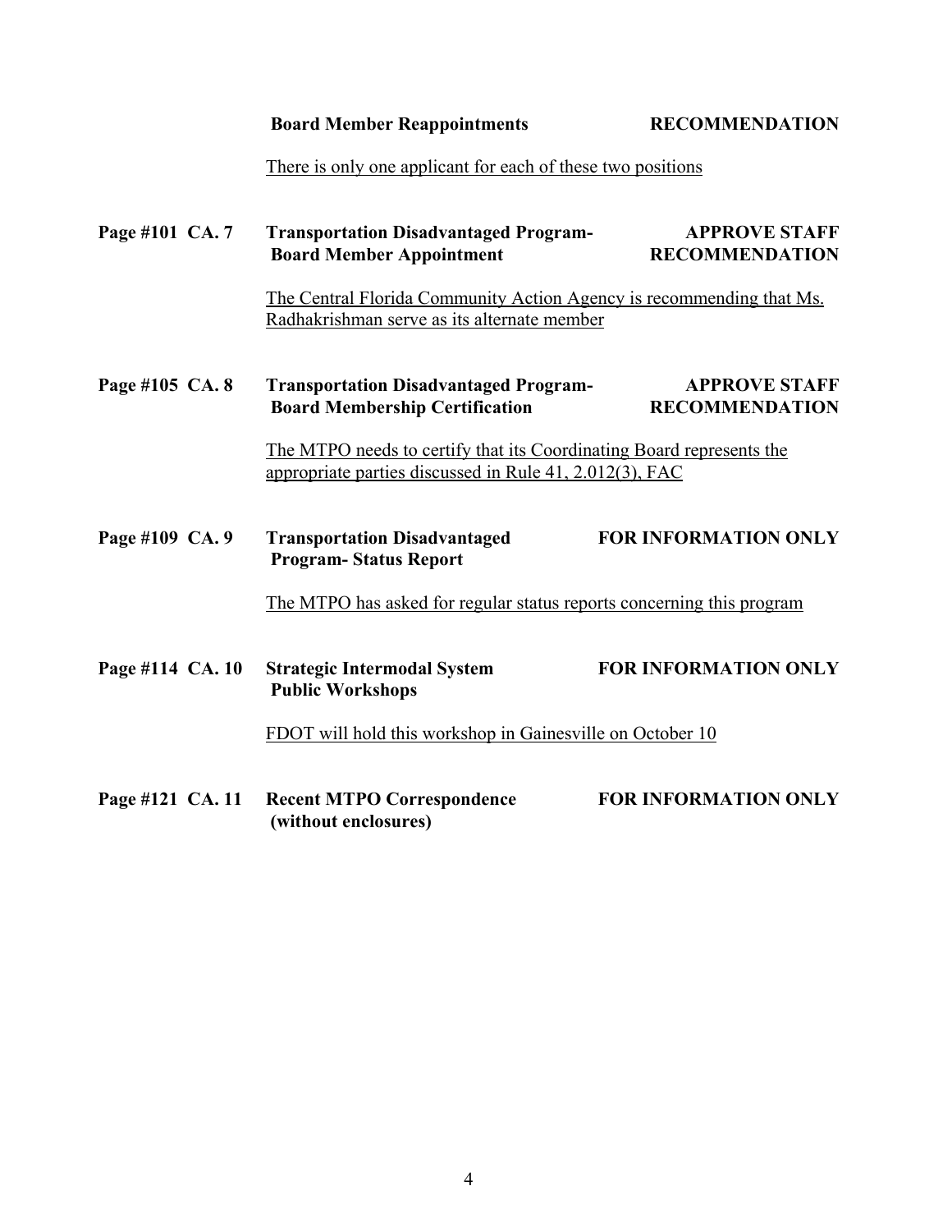**Board Member Reappointments** **RECOMMENDATION**

There is only one applicant for each of these two positions

**Page #101 CA. 7** **Transportation Disadvantaged Program- Board Member Appointment** **APPROVE STAFF RECOMMENDATION**

The Central Florida Community Action Agency is recommending that Ms. Radhakrishman serve as its alternate member

**Page #105 CA. 8** **Transportation Disadvantaged Program- Board Membership Certification** **APPROVE STAFF RECOMMENDATION**

The MTPO needs to certify that its Coordinating Board represents the appropriate parties discussed in Rule 41, 2.012(3), FAC

**Page #109 CA. 9** **Transportation Disadvantaged Program- Status Report** **FOR INFORMATION ONLY**

The MTPO has asked for regular status reports concerning this program

**Page #114 CA. 10** **Strategic Intermodal System Public Workshops** **FOR INFORMATION ONLY**

FDOT will hold this workshop in Gainesville on October 10

**Page #121 CA. 11** **Recent MTPO Correspondence (without enclosures)** **FOR INFORMATION ONLY**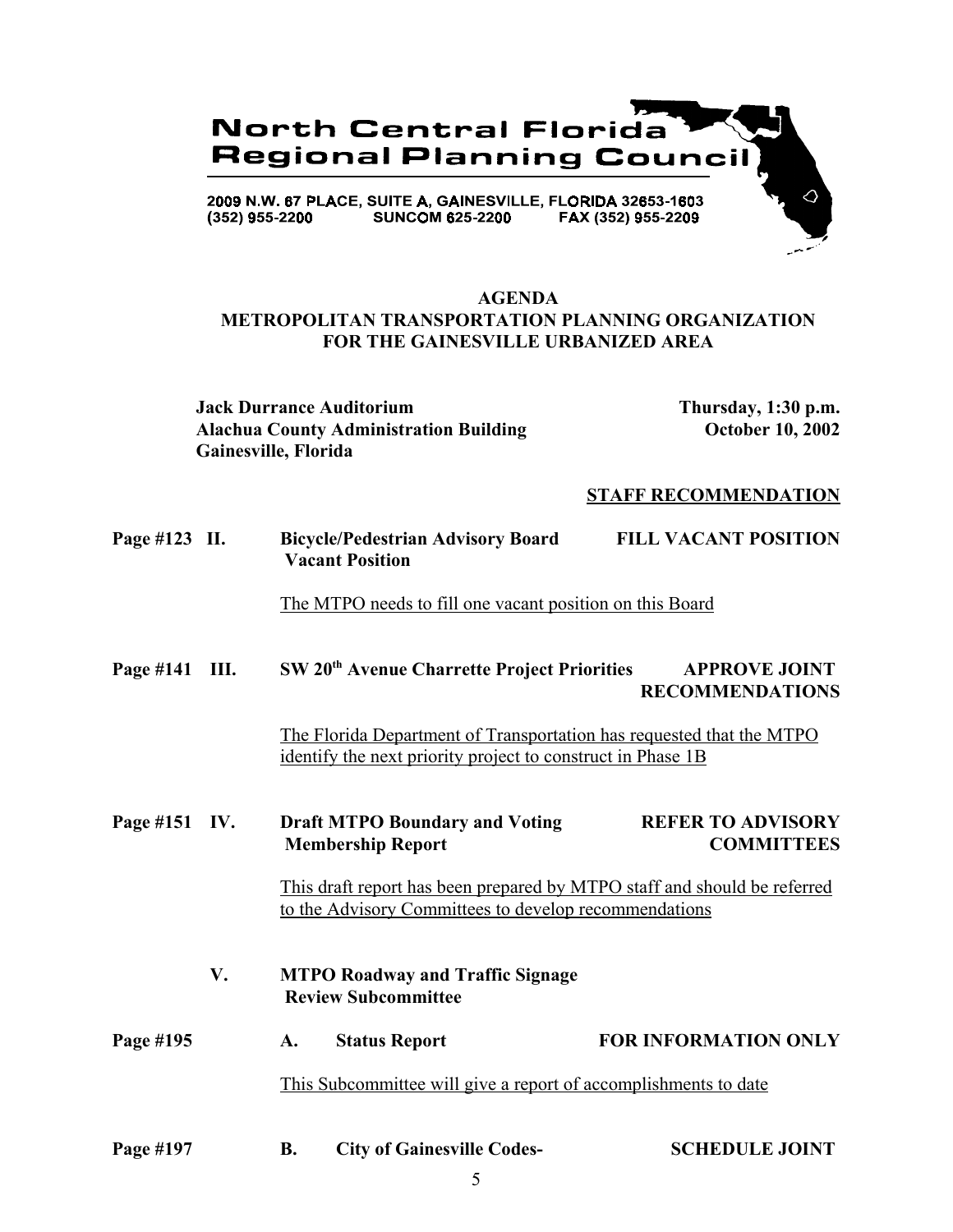**North Central Florida Regional Planning Council**

2009 N.W. 67 PLACE, SUITE A, GAINESVILLE, FLORIDA 32653-1603
(352) 955-2200 SUNCOM 625-2200 FAX (352) 955-2209

# AGENDA
## METROPOLITAN TRANSPORTATION PLANNING ORGANIZATION FOR THE GAINESVILLE URBANIZED AREA

**Jack Durrance Auditorium**
**Alachua County Administration Building**
**Gainesville, Florida**

**Thursday, 1:30 p.m.**
**October 10, 2002**

**STAFF RECOMMENDATION**

**Page #123 II. Bicycle/Pedestrian Advisory Board Vacant Position** — **FILL VACANT POSITION**

The MTPO needs to fill one vacant position on this Board

**Page #141 III. SW 20th Avenue Charrette Project Priorities** — **APPROVE JOINT RECOMMENDATIONS**

The Florida Department of Transportation has requested that the MTPO identify the next priority project to construct in Phase 1B

**Page #151 IV. Draft MTPO Boundary and Voting Membership Report** — **REFER TO ADVISORY COMMITTEES**

This draft report has been prepared by MTPO staff and should be referred to the Advisory Committees to develop recommendations

**V. MTPO Roadway and Traffic Signage Review Subcommittee**

**Page #195 A. Status Report** — **FOR INFORMATION ONLY**

This Subcommittee will give a report of accomplishments to date

**Page #197 B. City of Gainesville Codes-** — **SCHEDULE JOINT**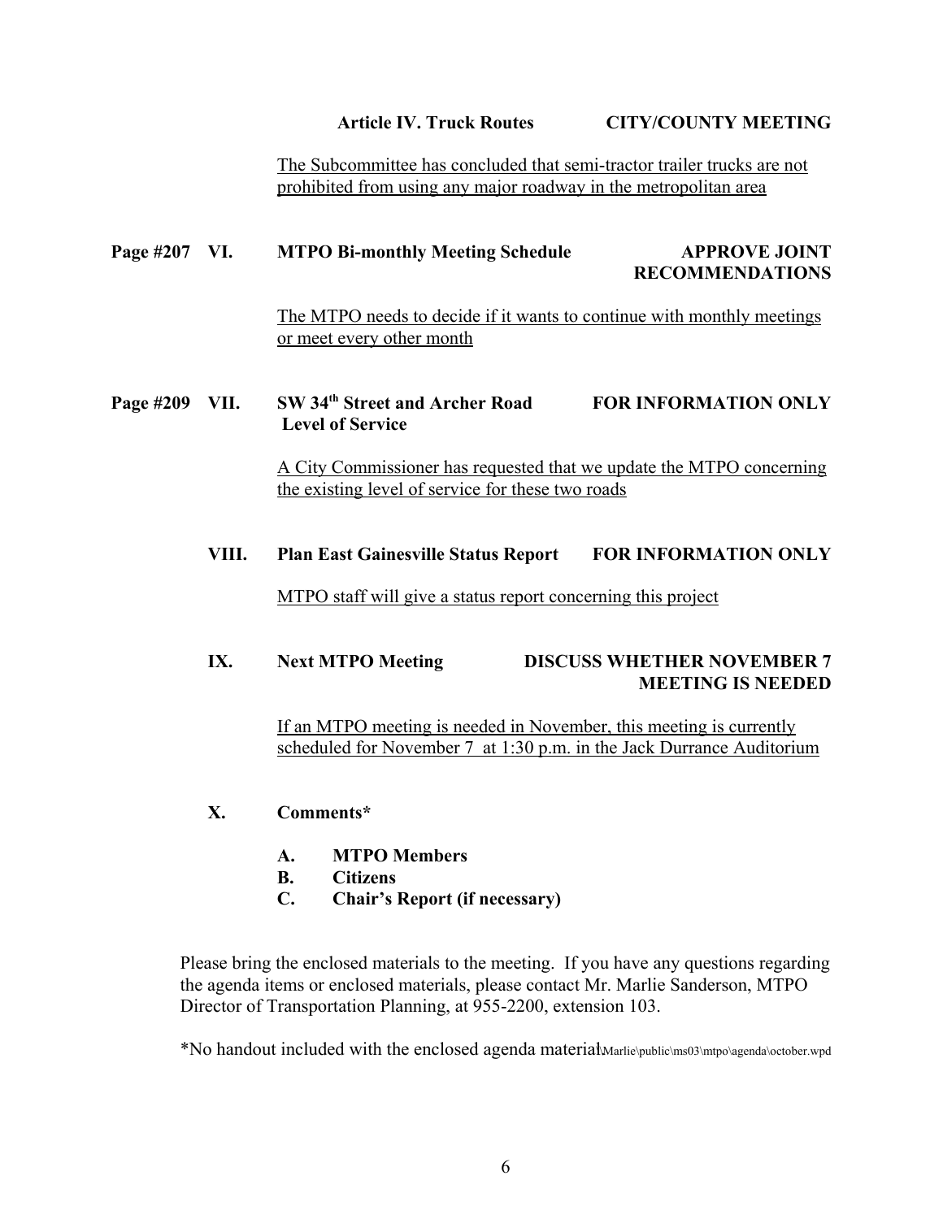**Article IV. Truck Routes** **CITY/COUNTY MEETING**

The Subcommittee has concluded that semi-tractor trailer trucks are not prohibited from using any major roadway in the metropolitan area

**Page #207 VI. MTPO Bi-monthly Meeting Schedule** **APPROVE JOINT RECOMMENDATIONS**

The MTPO needs to decide if it wants to continue with monthly meetings or meet every other month

**Page #209 VII. SW 34th Street and Archer Road Level of Service** **FOR INFORMATION ONLY**

A City Commissioner has requested that we update the MTPO concerning the existing level of service for these two roads

**VIII. Plan East Gainesville Status Report** **FOR INFORMATION ONLY**

MTPO staff will give a status report concerning this project

**IX. Next MTPO Meeting** **DISCUSS WHETHER NOVEMBER 7 MEETING IS NEEDED**

If an MTPO meeting is needed in November, this meeting is currently scheduled for November 7 at 1:30 p.m. in the Jack Durrance Auditorium

**X. Comments***

- **A. MTPO Members**
- **B. Citizens**
- **C. Chair's Report (if necessary)**

Please bring the enclosed materials to the meeting. If you have any questions regarding the agenda items or enclosed materials, please contact Mr. Marlie Sanderson, MTPO Director of Transportation Planning, at 955-2200, extension 103.

*No handout included with the enclosed agenda material

\Marlie\public\ms03\mtpo\agenda\october.wpd